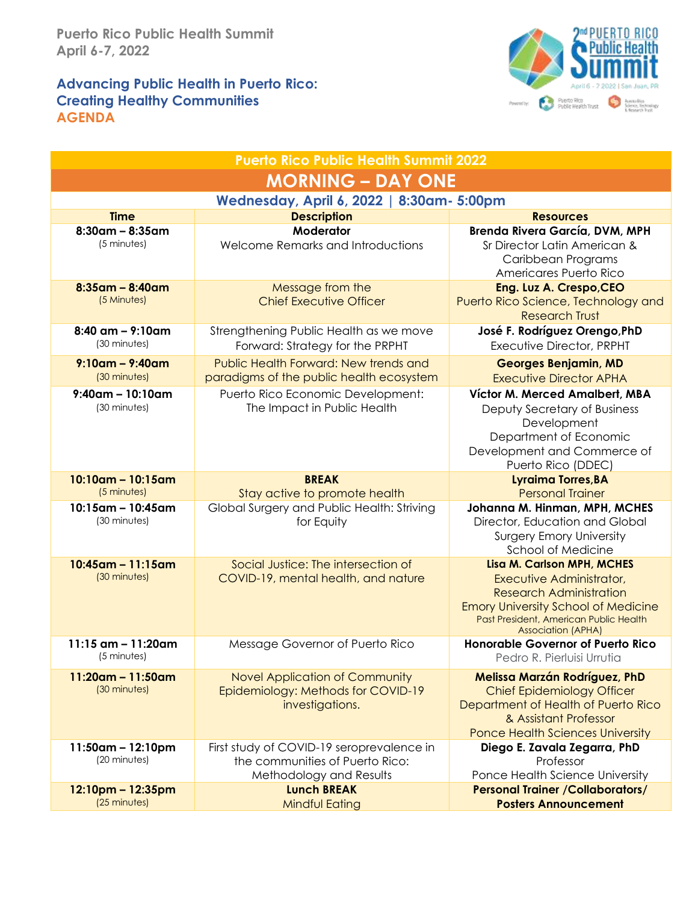**Puerto Rico Public Health Summit**
**April 6-7, 2022**

## Advancing Public Health in Puerto Rico: Creating Healthy Communities

## AGENDA

| Puerto Rico Public Health Summit 2022 | | |
|---|---|---|
| **MORNING – DAY ONE** | | |
| **Wednesday, April 6, 2022 \| 8:30am- 5:00pm** | | |
| **Time** | **Description** | **Resources** |
| **8:30am – 8:35am** (5 minutes) | **Moderator** Welcome Remarks and Introductions | **Brenda Rivera García, DVM, MPH** Sr Director Latin American & Caribbean Programs Americares Puerto Rico |
| **8:35am – 8:40am** (5 Minutes) | Message from the Chief Executive Officer | **Eng. Luz A. Crespo,CEO** Puerto Rico Science, Technology and Research Trust |
| **8:40 am – 9:10am** (30 minutes) | Strengthening Public Health as we move Forward: Strategy for the PRPHT | **José F. Rodríguez Orengo,PhD** Executive Director, PRPHT |
| **9:10am – 9:40am** (30 minutes) | Public Health Forward: New trends and paradigms of the public health ecosystem | **Georges Benjamin, MD** Executive Director APHA |
| **9:40am – 10:10am** (30 minutes) | Puerto Rico Economic Development: The Impact in Public Health | **Víctor M. Merced Amalbert, MBA** Deputy Secretary of Business Development Department of Economic Development and Commerce of Puerto Rico (DDEC) |
| **10:10am – 10:15am** (5 minutes) | **BREAK** Stay active to promote health | **Lyraima Torres,BA** Personal Trainer |
| **10:15am – 10:45am** (30 minutes) | Global Surgery and Public Health: Striving for Equity | **Johanna M. Hinman, MPH, MCHES** Director, Education and Global Surgery Emory University School of Medicine |
| **10:45am – 11:15am** (30 minutes) | Social Justice: The intersection of COVID-19, mental health, and nature | **Lisa M. Carlson MPH, MCHES** Executive Administrator, Research Administration Emory University School of Medicine Past President, American Public Health Association (APHA) |
| **11:15 am – 11:20am** (5 minutes) | Message Governor of Puerto Rico | **Honorable Governor of Puerto Rico** Pedro R. Pierluisi Urrutia |
| **11:20am – 11:50am** (30 minutes) | Novel Application of Community Epidemiology: Methods for COVID-19 investigations. | **Melissa Marzán Rodríguez, PhD** Chief Epidemiology Officer Department of Health of Puerto Rico & Assistant Professor Ponce Health Sciences University |
| **11:50am – 12:10pm** (20 minutes) | First study of COVID-19 seroprevalence in the communities of Puerto Rico: Methodology and Results | **Diego E. Zavala Zegarra, PhD** Professor Ponce Health Science University |
| **12:10pm – 12:35pm** (25 minutes) | **Lunch BREAK** Mindful Eating | **Personal Trainer /Collaborators/ Posters Announcement** |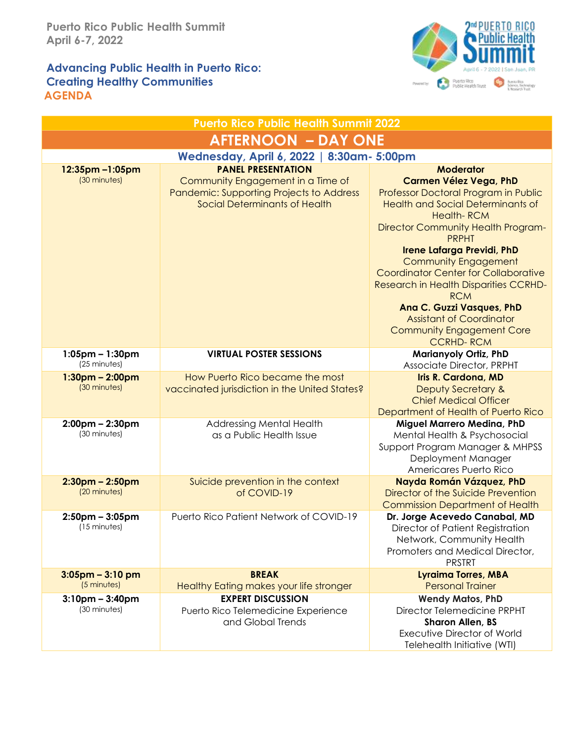Puerto Rico Public Health Summit
April 6-7, 2022

## Advancing Public Health in Puerto Rico: Creating Healthy Communities

## AGENDA

| Puerto Rico Public Health Summit 2022 | | |
|---|---|---|
| **AFTERNOON – DAY ONE** | | |
| **Wednesday, April 6, 2022 \| 8:30am- 5:00pm** | | |
| **12:35pm –1:05pm** (30 minutes) | **PANEL PRESENTATION** Community Engagement in a Time of Pandemic: Supporting Projects to Address Social Determinants of Health | **Moderator** **Carmen Vélez Vega, PhD** Professor Doctoral Program in Public Health and Social Determinants of Health- RCM Director Community Health Program- PRPHT **Irene Lafarga Previdi, PhD** Community Engagement Coordinator Center for Collaborative Research in Health Disparities CCRHD-RCM **Ana C. Guzzi Vasques, PhD** Assistant of Coordinator Community Engagement Core CCRHD- RCM |
| **1:05pm – 1:30pm** (25 minutes) | **VIRTUAL POSTER SESSIONS** | **Marianyoly Ortiz, PhD** Associate Director, PRPHT |
| **1:30pm – 2:00pm** (30 minutes) | How Puerto Rico became the most vaccinated jurisdiction in the United States? | **Iris R. Cardona, MD** Deputy Secretary & Chief Medical Officer Department of Health of Puerto Rico |
| **2:00pm – 2:30pm** (30 minutes) | Addressing Mental Health as a Public Health Issue | **Miguel Marrero Medina, PhD** Mental Health & Psychosocial Support Program Manager & MHPSS Deployment Manager Americares Puerto Rico |
| **2:30pm – 2:50pm** (20 minutes) | Suicide prevention in the context of COVID-19 | **Nayda Román Vázquez, PhD** Director of the Suicide Prevention Commission Department of Health |
| **2:50pm – 3:05pm** (15 minutes) | Puerto Rico Patient Network of COVID-19 | **Dr. Jorge Acevedo Canabal, MD** Director of Patient Registration Network, Community Health Promoters and Medical Director, PRSTRT |
| **3:05pm – 3:10 pm** (5 minutes) | **BREAK** Healthy Eating makes your life stronger | **Lyraima Torres, MBA** Personal Trainer |
| **3:10pm – 3:40pm** (30 minutes) | **EXPERT DISCUSSION** Puerto Rico Telemedicine Experience and Global Trends | **Wendy Matos, PhD** Director Telemedicine PRPHT **Sharon Allen, BS** Executive Director of World Telehealth Initiative (WTI) |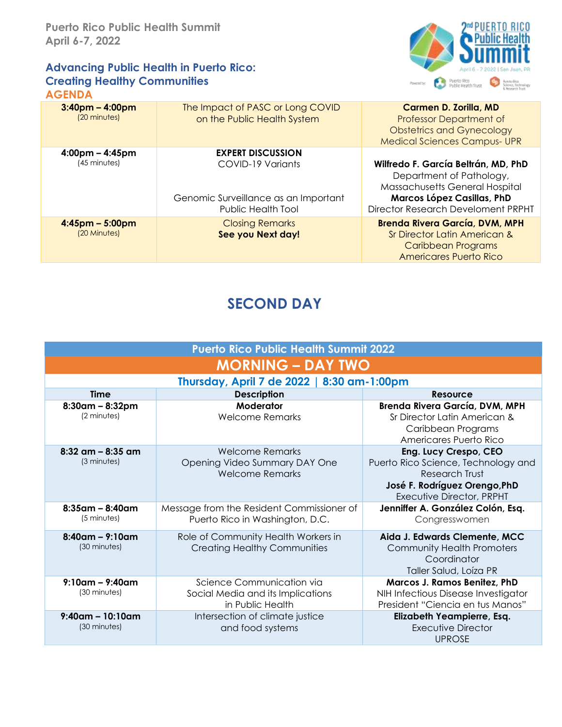Puerto Rico Public Health Summit
April 6-7, 2022

**Advancing Public Health in Puerto Rico:**
**Creating Healthy Communities**
**AGENDA**

| | | |
|---|---|---|
| **3:40pm – 4:00pm** (20 minutes) | The Impact of PASC or Long COVID on the Public Health System | **Carmen D. Zorilla, MD** Professor Department of Obstetrics and Gynecology Medical Sciences Campus- UPR |
| **4:00pm – 4:45pm** (45 minutes) | **EXPERT DISCUSSION** COVID-19 Variants<br><br>Genomic Surveillance as an Important Public Health Tool | **Wilfredo F. García Beltrán, MD, PhD** Department of Pathology, Massachusetts General Hospital<br>**Marcos López Casillas, PhD** Director Research Develoment PRPHT |
| **4:45pm – 5:00pm** (20 Minutes) | Closing Remarks **See you Next day!** | **Brenda Rivera García, DVM, MPH** Sr Director Latin American & Caribbean Programs Americares Puerto Rico |

## SECOND DAY

| Puerto Rico Public Health Summit 2022 | | |
|---|---|---|
| **MORNING – DAY TWO** | | |
| **Thursday, April 7 de 2022 \| 8:30 am-1:00pm** | | |
| **Time** | **Description** | **Resource** |
| **8:30am – 8:32pm** (2 minutes) | **Moderator** Welcome Remarks | **Brenda Rivera García, DVM, MPH** Sr Director Latin American & Caribbean Programs Americares Puerto Rico |
| **8:32 am – 8:35 am** (3 minutes) | Welcome Remarks Opening Video Summary DAY One Welcome Remarks | **Eng. Lucy Crespo, CEO** Puerto Rico Science, Techonology and Research Trust<br>**José F. Rodríguez Orengo,PhD** Executive Director, PRPHT |
| **8:35am – 8:40am** (5 minutes) | Message from the Resident Commissioner of Puerto Rico in Washington, D.C. | **Jenniffer A. González Colón, Esq.** Congresswomen |
| **8:40am – 9:10am** (30 minutes) | Role of Community Health Workers in Creating Healthy Communities | **Aida J. Edwards Clemente, MCC** Community Health Promoters Coordinator Taller Salud, Loíza PR |
| **9:10am – 9:40am** (30 minutes) | Science Communication via Social Media and its Implications in Public Health | **Marcos J. Ramos Benitez, PhD** NIH Infectious Disease Investigator President "Ciencia en tus Manos" |
| **9:40am – 10:10am** (30 minutes) | Intersection of climate justice and food systems | **Elizabeth Yeampierre, Esq.** Executive Director UPROSE |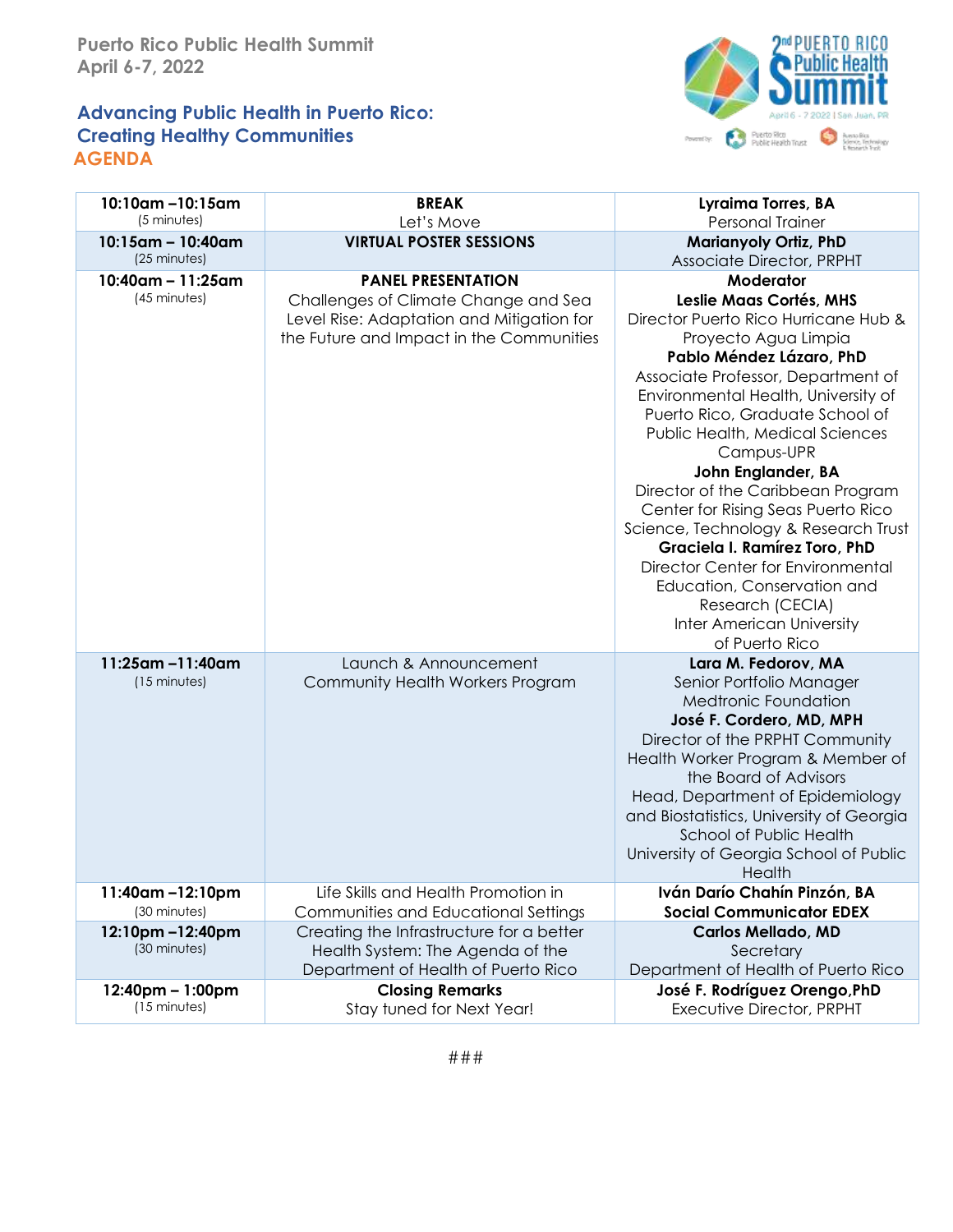Puerto Rico Public Health Summit
April 6-7, 2022

## Advancing Public Health in Puerto Rico: Creating Healthy Communities

## AGENDA

| | | |
|---|---|---|
| **10:10am –10:15am** (5 minutes) | **BREAK** Let's Move | **Lyraima Torres, BA** Personal Trainer |
| **10:15am – 10:40am** (25 minutes) | **VIRTUAL POSTER SESSIONS** | **Marianyoly Ortiz, PhD** Associate Director, PRPHT |
| **10:40am – 11:25am** (45 minutes) | **PANEL PRESENTATION** Challenges of Climate Change and Sea Level Rise: Adaptation and Mitigation for the Future and Impact in the Communities | **Moderator** **Leslie Maas Cortés, MHS** Director Puerto Rico Hurricane Hub & Proyecto Agua Limpia **Pablo Méndez Lázaro, PhD** Associate Professor, Department of Environmental Health, University of Puerto Rico, Graduate School of Public Health, Medical Sciences Campus-UPR **John Englander, BA** Director of the Caribbean Program Center for Rising Seas Puerto Rico Science, Technology & Research Trust **Graciela I. Ramírez Toro, PhD** Director Center for Environmental Education, Conservation and Research (CECIA) Inter American University of Puerto Rico |
| **11:25am –11:40am** (15 minutes) | Launch & Announcement Community Health Workers Program | **Lara M. Fedorov, MA** Senior Portfolio Manager Medtronic Foundation **José F. Cordero, MD, MPH** Director of the PRPHT Community Health Worker Program & Member of the Board of Advisors Head, Department of Epidemiology and Biostatistics, University of Georgia School of Public Health University of Georgia School of Public Health |
| **11:40am –12:10pm** (30 minutes) | Life Skills and Health Promotion in Communities and Educational Settings | **Iván Darío Chahín Pinzón, BA** **Social Communicator EDEX** |
| **12:10pm –12:40pm** (30 minutes) | Creating the Infrastructure for a better Health System: The Agenda of the Department of Health of Puerto Rico | **Carlos Mellado, MD** Secretary Department of Health of Puerto Rico |
| **12:40pm – 1:00pm** (15 minutes) | **Closing Remarks** Stay tuned for Next Year! | **José F. Rodríguez Orengo,PhD** Executive Director, PRPHT |

###